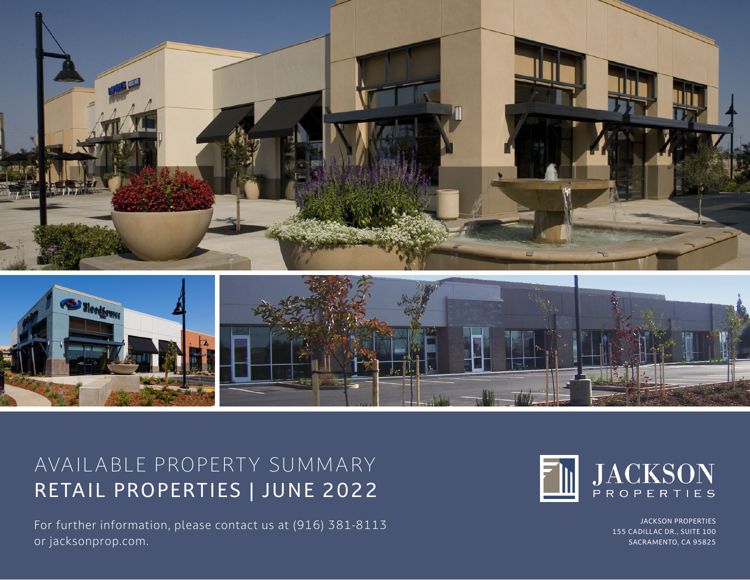# AVAILABLE PROPERTY SUMMARY
## RETAIL PROPERTIES | JUNE 2022

For further information, please contact us at (916) 381-8113 or jacksonprop.com.

JACKSON PROPERTIES

JACKSON PROPERTIES
155 CADILLAC DR., SUITE 100
SACRAMENTO, CA 95825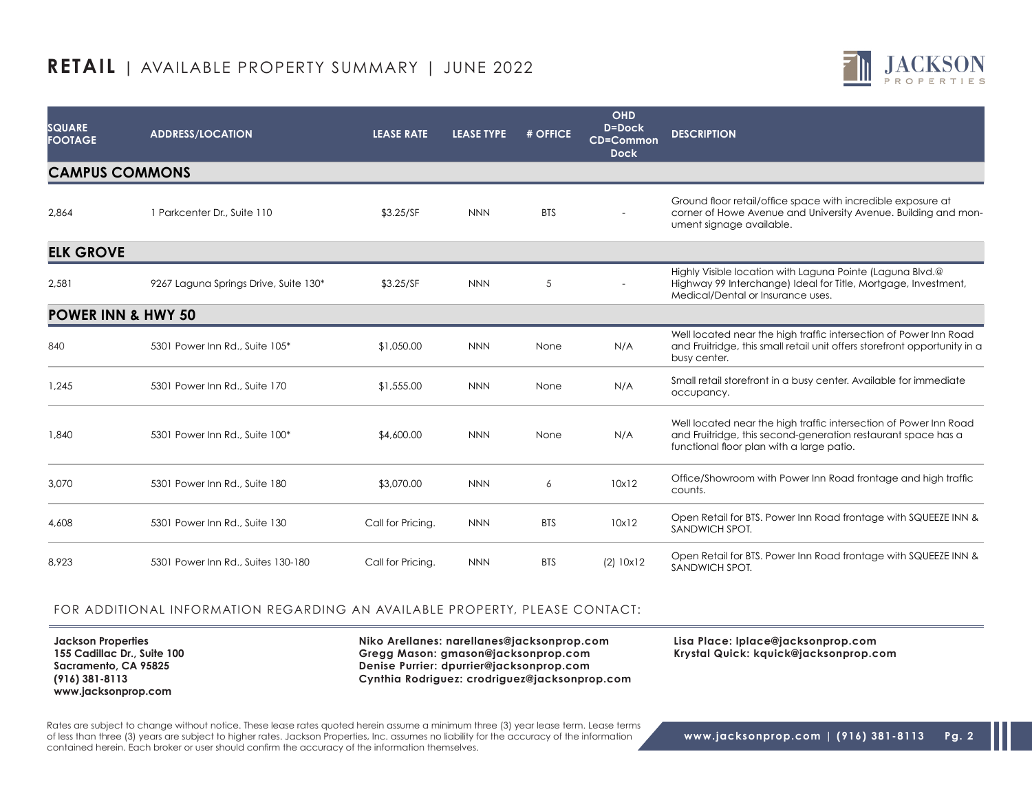# **RETAIL** | AVAILABLE PROPERTY SUMMARY | JUNE 2022

JACKSON PROPERTIES

| SQUARE FOOTAGE | ADDRESS/LOCATION | LEASE RATE | LEASE TYPE | # OFFICE | OHD D=Dock CD=Common Dock | DESCRIPTION |
|---|---|---|---|---|---|---|
| **CAMPUS COMMONS** | | | | | | |
| 2,864 | 1 Parkcenter Dr., Suite 110 | $3.25/SF | NNN | BTS | - | Ground floor retail/office space with incredible exposure at corner of Howe Avenue and University Avenue. Building and monument signage available. |
| **ELK GROVE** | | | | | | |
| 2,581 | 9267 Laguna Springs Drive, Suite 130* | $3.25/SF | NNN | 5 | - | Highly Visible location with Laguna Pointe (Laguna Blvd.@ Highway 99 Interchange) Ideal for Title, Mortgage, Investment, Medical/Dental or Insurance uses. |
| **POWER INN & HWY 50** | | | | | | |
| 840 | 5301 Power Inn Rd., Suite 105* | $1,050.00 | NNN | None | N/A | Well located near the high traffic intersection of Power Inn Road and Fruitridge, this small retail unit offers storefront opportunity in a busy center. |
| 1,245 | 5301 Power Inn Rd., Suite 170 | $1,555.00 | NNN | None | N/A | Small retail storefront in a busy center. Available for immediate occupancy. |
| 1,840 | 5301 Power Inn Rd., Suite 100* | $4,600.00 | NNN | None | N/A | Well located near the high traffic intersection of Power Inn Road and Fruitridge, this second-generation restaurant space has a functional floor plan with a large patio. |
| 3,070 | 5301 Power Inn Rd., Suite 180 | $3,070.00 | NNN | 6 | 10x12 | Office/Showroom with Power Inn Road frontage and high traffic counts. |
| 4,608 | 5301 Power Inn Rd., Suite 130 | Call for Pricing. | NNN | BTS | 10x12 | Open Retail for BTS. Power Inn Road frontage with SQUEEZE INN & SANDWICH SPOT. |
| 8,923 | 5301 Power Inn Rd., Suites 130-180 | Call for Pricing. | NNN | BTS | (2) 10x12 | Open Retail for BTS. Power Inn Road frontage with SQUEEZE INN & SANDWICH SPOT. |

FOR ADDITIONAL INFORMATION REGARDING AN AVAILABLE PROPERTY, PLEASE CONTACT:

**Jackson Properties**
**155 Cadillac Dr., Suite 100**
**Sacramento, CA 95825**
**(916) 381-8113**
**www.jacksonprop.com**

**Niko Arellanes: narellanes@jacksonprop.com**
**Gregg Mason: gmason@jacksonprop.com**
**Denise Purrier: dpurrier@jacksonprop.com**
**Cynthia Rodriguez: crodriguez@jacksonprop.com**

**Lisa Place: lplace@jacksonprop.com**
**Krystal Quick: kquick@jacksonprop.com**

Rates are subject to change without notice. These lease rates quoted herein assume a minimum three (3) year lease term. Lease terms of less than three (3) years are subject to higher rates. Jackson Properties, Inc. assumes no liability for the accuracy of the information contained herein. Each broker or user should confirm the accuracy of the information themselves.